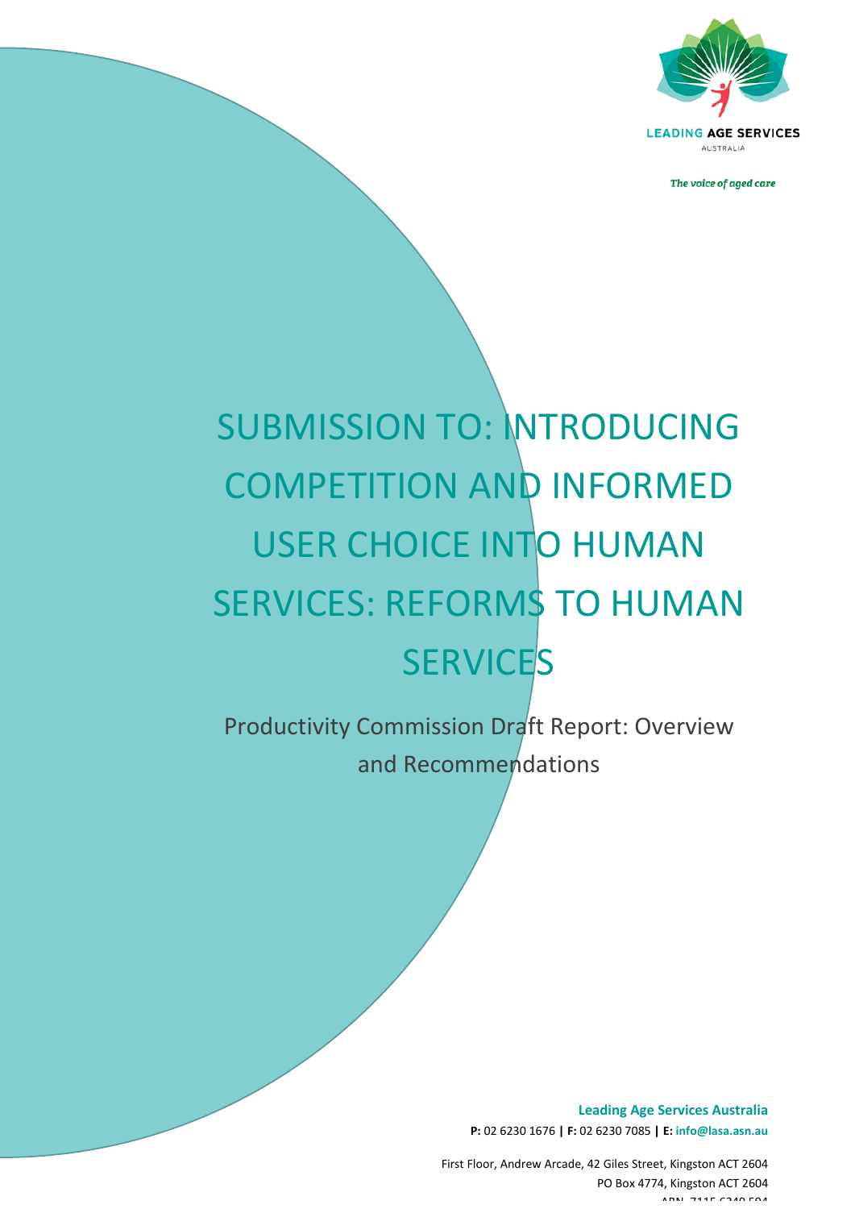LEADING AGE SERVICES

AUSTRALIA

*The voice of aged care*

# SUBMISSION TO: INTRODUCING COMPETITION AND INFORMED USER CHOICE INTO HUMAN SERVICES: REFORMS TO HUMAN SERVICES

Productivity Commission Draft Report: Overview and Recommendations

**Leading Age Services Australia**

**P:** 02 6230 1676 **|** **F:** 02 6230 7085 **|** **E:** **info@lasa.asn.au**

First Floor, Andrew Arcade, 42 Giles Street, Kingston ACT 2604

PO Box 4774, Kingston ACT 2604

ABN 7115 6349 594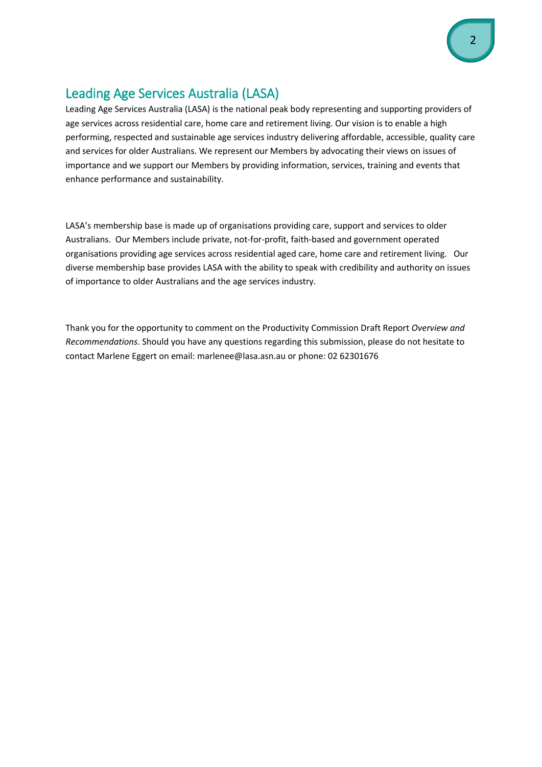## Leading Age Services Australia (LASA)

Leading Age Services Australia (LASA) is the national peak body representing and supporting providers of age services across residential care, home care and retirement living. Our vision is to enable a high performing, respected and sustainable age services industry delivering affordable, accessible, quality care and services for older Australians. We represent our Members by advocating their views on issues of importance and we support our Members by providing information, services, training and events that enhance performance and sustainability.

LASA's membership base is made up of organisations providing care, support and services to older Australians. Our Members include private, not-for-profit, faith-based and government operated organisations providing age services across residential aged care, home care and retirement living. Our diverse membership base provides LASA with the ability to speak with credibility and authority on issues of importance to older Australians and the age services industry.

Thank you for the opportunity to comment on the Productivity Commission Draft Report *Overview and Recommendations*. Should you have any questions regarding this submission, please do not hesitate to contact Marlene Eggert on email: marlenee@lasa.asn.au or phone: 02 62301676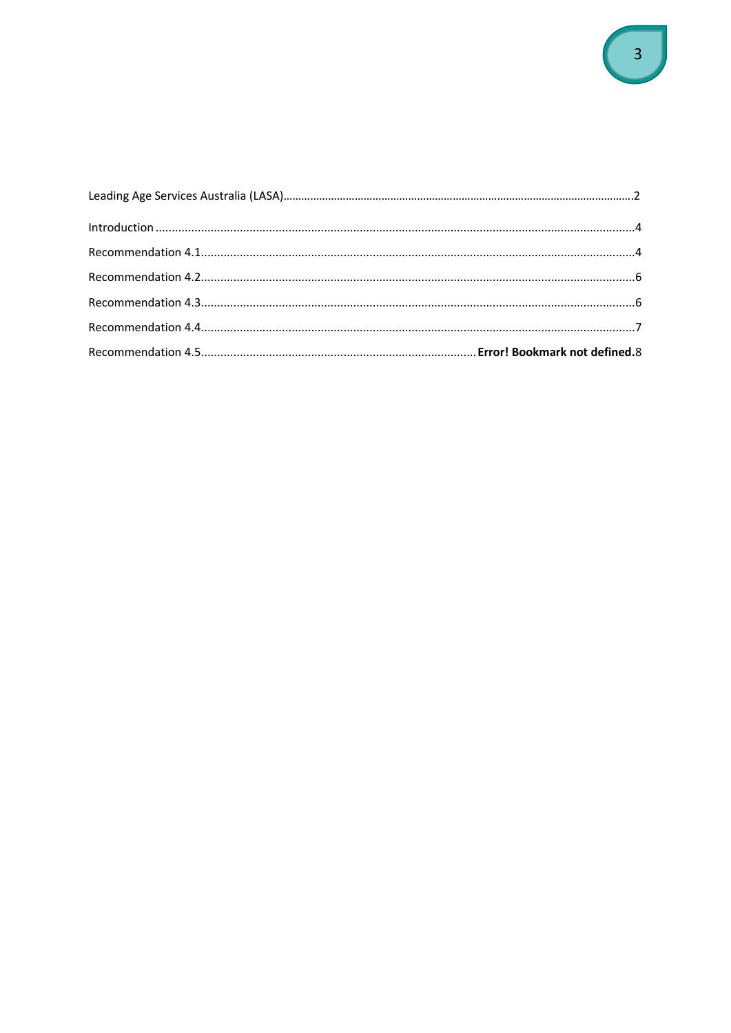Leading Age Services Australia (LASA) .......... 2

Introduction .......... 4

Recommendation 4.1 .......... 4

Recommendation 4.2 .......... 6

Recommendation 4.3 .......... 6

Recommendation 4.4 .......... 7

Recommendation 4.5 .......... **Error! Bookmark not defined.**8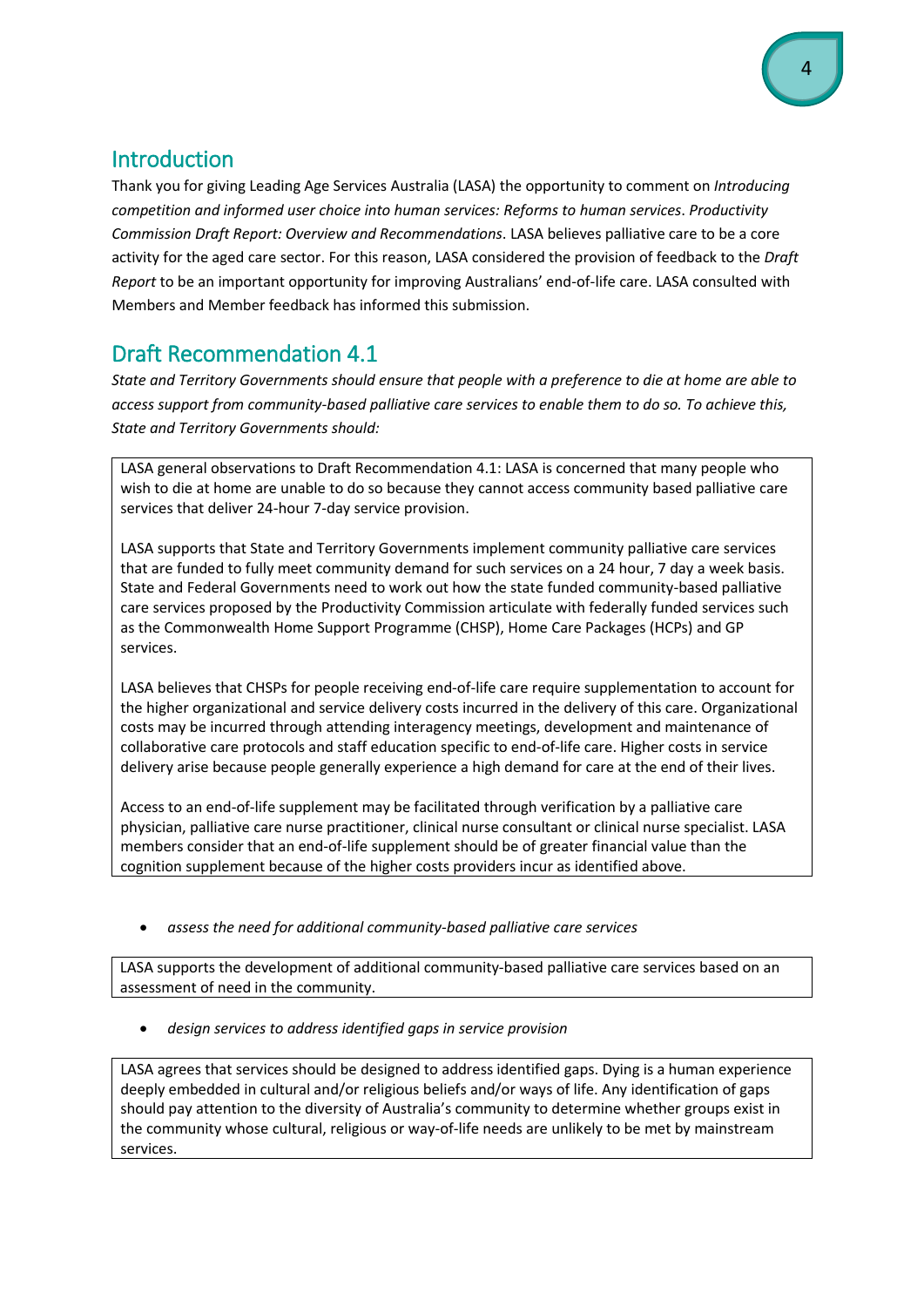## Introduction

Thank you for giving Leading Age Services Australia (LASA) the opportunity to comment on *Introducing competition and informed user choice into human services: Reforms to human services*. *Productivity Commission Draft Report: Overview and Recommendations*. LASA believes palliative care to be a core activity for the aged care sector. For this reason, LASA considered the provision of feedback to the *Draft Report* to be an important opportunity for improving Australians' end-of-life care. LASA consulted with Members and Member feedback has informed this submission.

## Draft Recommendation 4.1

*State and Territory Governments should ensure that people with a preference to die at home are able to access support from community-based palliative care services to enable them to do so. To achieve this, State and Territory Governments should:*

LASA general observations to Draft Recommendation 4.1: LASA is concerned that many people who wish to die at home are unable to do so because they cannot access community based palliative care services that deliver 24-hour 7-day service provision.

LASA supports that State and Territory Governments implement community palliative care services that are funded to fully meet community demand for such services on a 24 hour, 7 day a week basis. State and Federal Governments need to work out how the state funded community-based palliative care services proposed by the Productivity Commission articulate with federally funded services such as the Commonwealth Home Support Programme (CHSP), Home Care Packages (HCPs) and GP services.

LASA believes that CHSPs for people receiving end-of-life care require supplementation to account for the higher organizational and service delivery costs incurred in the delivery of this care. Organizational costs may be incurred through attending interagency meetings, development and maintenance of collaborative care protocols and staff education specific to end-of-life care. Higher costs in service delivery arise because people generally experience a high demand for care at the end of their lives.

Access to an end-of-life supplement may be facilitated through verification by a palliative care physician, palliative care nurse practitioner, clinical nurse consultant or clinical nurse specialist. LASA members consider that an end-of-life supplement should be of greater financial value than the cognition supplement because of the higher costs providers incur as identified above.

- *assess the need for additional community-based palliative care services*

LASA supports the development of additional community-based palliative care services based on an assessment of need in the community.

- *design services to address identified gaps in service provision*

LASA agrees that services should be designed to address identified gaps. Dying is a human experience deeply embedded in cultural and/or religious beliefs and/or ways of life. Any identification of gaps should pay attention to the diversity of Australia's community to determine whether groups exist in the community whose cultural, religious or way-of-life needs are unlikely to be met by mainstream services.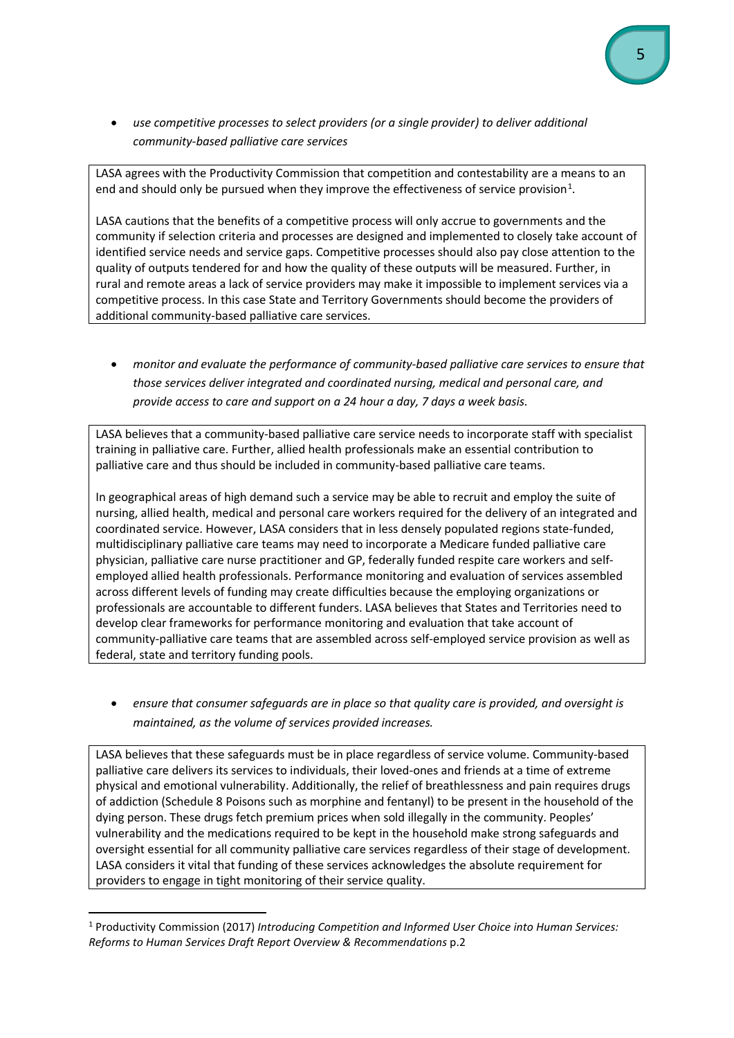- *use competitive processes to select providers (or a single provider) to deliver additional community-based palliative care services*

LASA agrees with the Productivity Commission that competition and contestability are a means to an end and should only be pursued when they improve the effectiveness of service provision[1].

LASA cautions that the benefits of a competitive process will only accrue to governments and the community if selection criteria and processes are designed and implemented to closely take account of identified service needs and service gaps. Competitive processes should also pay close attention to the quality of outputs tendered for and how the quality of these outputs will be measured. Further, in rural and remote areas a lack of service providers may make it impossible to implement services via a competitive process. In this case State and Territory Governments should become the providers of additional community-based palliative care services.

- *monitor and evaluate the performance of community-based palliative care services to ensure that those services deliver integrated and coordinated nursing, medical and personal care, and provide access to care and support on a 24 hour a day, 7 days a week basis.*

LASA believes that a community-based palliative care service needs to incorporate staff with specialist training in palliative care. Further, allied health professionals make an essential contribution to palliative care and thus should be included in community-based palliative care teams.

In geographical areas of high demand such a service may be able to recruit and employ the suite of nursing, allied health, medical and personal care workers required for the delivery of an integrated and coordinated service. However, LASA considers that in less densely populated regions state-funded, multidisciplinary palliative care teams may need to incorporate a Medicare funded palliative care physician, palliative care nurse practitioner and GP, federally funded respite care workers and self-employed allied health professionals. Performance monitoring and evaluation of services assembled across different levels of funding may create difficulties because the employing organizations or professionals are accountable to different funders. LASA believes that States and Territories need to develop clear frameworks for performance monitoring and evaluation that take account of community-palliative care teams that are assembled across self-employed service provision as well as federal, state and territory funding pools.

- *ensure that consumer safeguards are in place so that quality care is provided, and oversight is maintained, as the volume of services provided increases.*

LASA believes that these safeguards must be in place regardless of service volume. Community-based palliative care delivers its services to individuals, their loved-ones and friends at a time of extreme physical and emotional vulnerability. Additionally, the relief of breathlessness and pain requires drugs of addiction (Schedule 8 Poisons such as morphine and fentanyl) to be present in the household of the dying person. These drugs fetch premium prices when sold illegally in the community. Peoples' vulnerability and the medications required to be kept in the household make strong safeguards and oversight essential for all community palliative care services regardless of their stage of development. LASA considers it vital that funding of these services acknowledges the absolute requirement for providers to engage in tight monitoring of their service quality.

---

[1] Productivity Commission (2017) *Introducing Competition and Informed User Choice into Human Services: Reforms to Human Services Draft Report Overview & Recommendations* p.2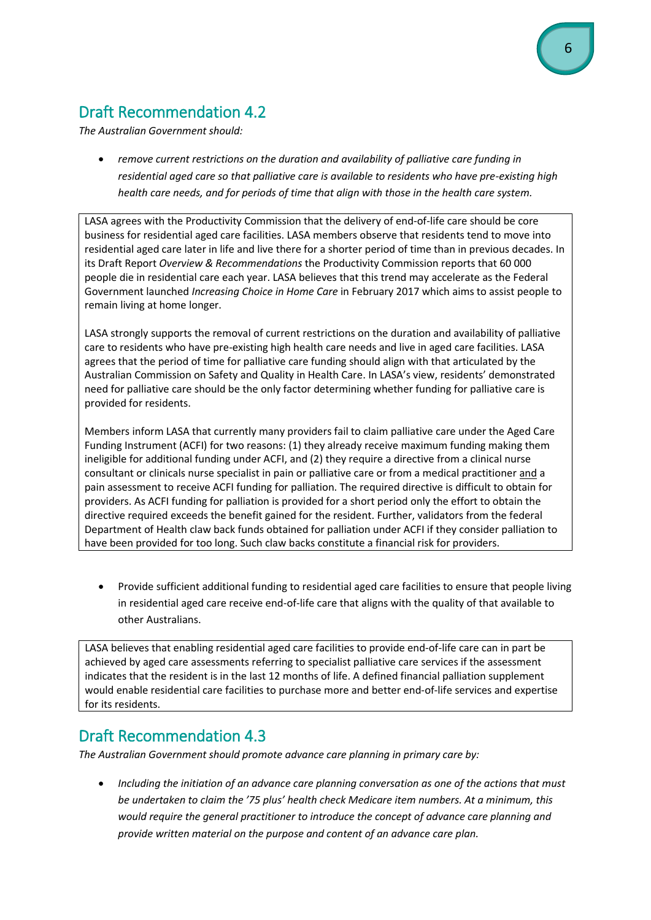## Draft Recommendation 4.2

*The Australian Government should:*

- *remove current restrictions on the duration and availability of palliative care funding in residential aged care so that palliative care is available to residents who have pre-existing high health care needs, and for periods of time that align with those in the health care system.*

LASA agrees with the Productivity Commission that the delivery of end-of-life care should be core business for residential aged care facilities. LASA members observe that residents tend to move into residential aged care later in life and live there for a shorter period of time than in previous decades. In its Draft Report *Overview & Recommendations* the Productivity Commission reports that 60 000 people die in residential care each year. LASA believes that this trend may accelerate as the Federal Government launched *Increasing Choice in Home Care* in February 2017 which aims to assist people to remain living at home longer.

LASA strongly supports the removal of current restrictions on the duration and availability of palliative care to residents who have pre-existing high health care needs and live in aged care facilities. LASA agrees that the period of time for palliative care funding should align with that articulated by the Australian Commission on Safety and Quality in Health Care. In LASA's view, residents' demonstrated need for palliative care should be the only factor determining whether funding for palliative care is provided for residents.

Members inform LASA that currently many providers fail to claim palliative care under the Aged Care Funding Instrument (ACFI) for two reasons: (1) they already receive maximum funding making them ineligible for additional funding under ACFI, and (2) they require a directive from a clinical nurse consultant or clinicals nurse specialist in pain or palliative care or from a medical practitioner <u>and</u> a pain assessment to receive ACFI funding for palliation. The required directive is difficult to obtain for providers. As ACFI funding for palliation is provided for a short period only the effort to obtain the directive required exceeds the benefit gained for the resident. Further, validators from the federal Department of Health claw back funds obtained for palliation under ACFI if they consider palliation to have been provided for too long. Such claw backs constitute a financial risk for providers.

- Provide sufficient additional funding to residential aged care facilities to ensure that people living in residential aged care receive end-of-life care that aligns with the quality of that available to other Australians.

LASA believes that enabling residential aged care facilities to provide end-of-life care can in part be achieved by aged care assessments referring to specialist palliative care services if the assessment indicates that the resident is in the last 12 months of life. A defined financial palliation supplement would enable residential care facilities to purchase more and better end-of-life services and expertise for its residents.

## Draft Recommendation 4.3

*The Australian Government should promote advance care planning in primary care by:*

- *Including the initiation of an advance care planning conversation as one of the actions that must be undertaken to claim the '75 plus' health check Medicare item numbers. At a minimum, this would require the general practitioner to introduce the concept of advance care planning and provide written material on the purpose and content of an advance care plan.*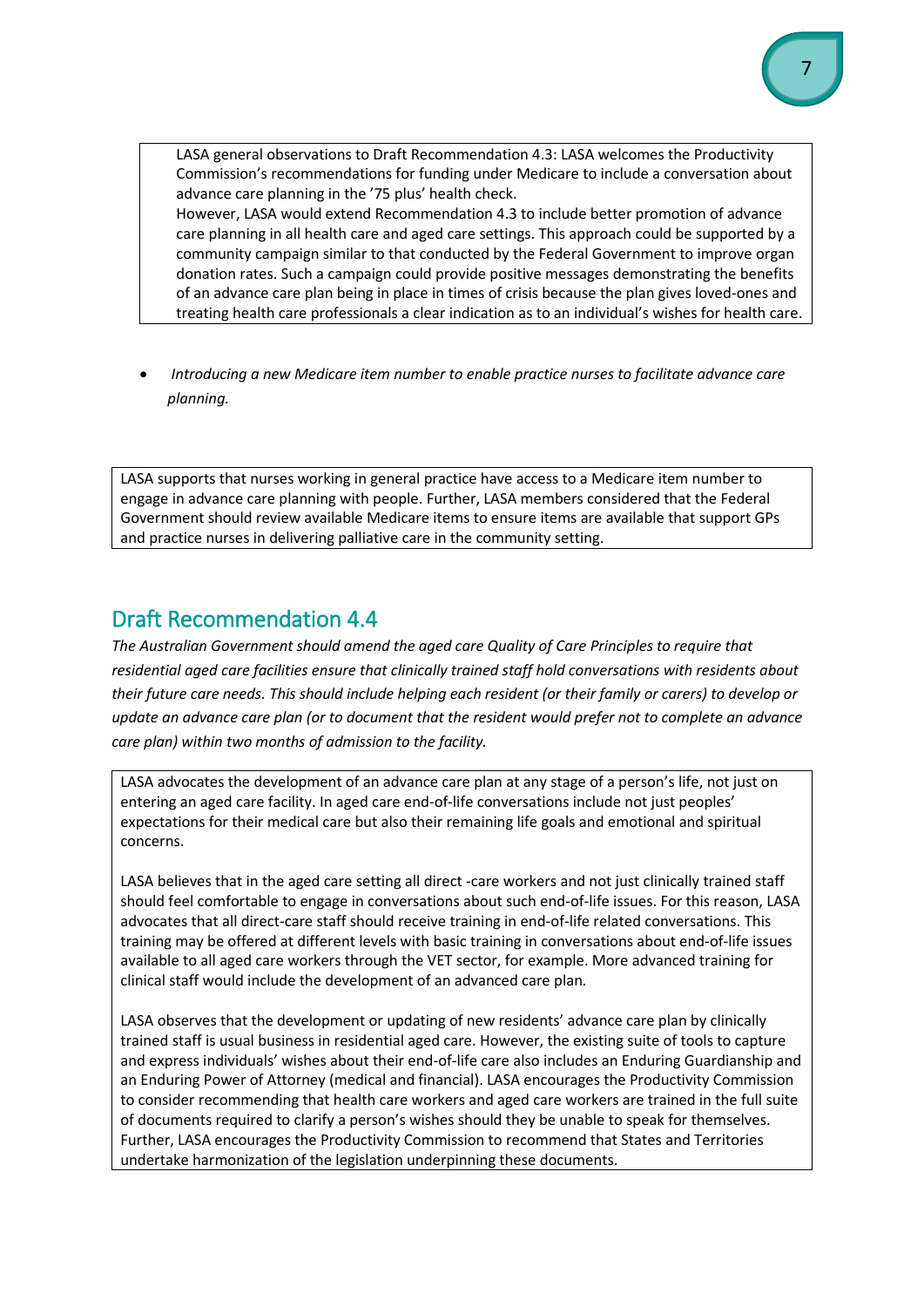LASA general observations to Draft Recommendation 4.3: LASA welcomes the Productivity Commission's recommendations for funding under Medicare to include a conversation about advance care planning in the '75 plus' health check.
However, LASA would extend Recommendation 4.3 to include better promotion of advance care planning in all health care and aged care settings. This approach could be supported by a community campaign similar to that conducted by the Federal Government to improve organ donation rates. Such a campaign could provide positive messages demonstrating the benefits of an advance care plan being in place in times of crisis because the plan gives loved-ones and treating health care professionals a clear indication as to an individual's wishes for health care.

- *Introducing a new Medicare item number to enable practice nurses to facilitate advance care planning.*

LASA supports that nurses working in general practice have access to a Medicare item number to engage in advance care planning with people. Further, LASA members considered that the Federal Government should review available Medicare items to ensure items are available that support GPs and practice nurses in delivering palliative care in the community setting.

## Draft Recommendation 4.4

*The Australian Government should amend the aged care Quality of Care Principles to require that residential aged care facilities ensure that clinically trained staff hold conversations with residents about their future care needs. This should include helping each resident (or their family or carers) to develop or update an advance care plan (or to document that the resident would prefer not to complete an advance care plan) within two months of admission to the facility.*

LASA advocates the development of an advance care plan at any stage of a person's life, not just on entering an aged care facility. In aged care end-of-life conversations include not just peoples' expectations for their medical care but also their remaining life goals and emotional and spiritual concerns.

LASA believes that in the aged care setting all direct -care workers and not just clinically trained staff should feel comfortable to engage in conversations about such end-of-life issues. For this reason, LASA advocates that all direct-care staff should receive training in end-of-life related conversations. This training may be offered at different levels with basic training in conversations about end-of-life issues available to all aged care workers through the VET sector, for example. More advanced training for clinical staff would include the development of an advanced care plan.

LASA observes that the development or updating of new residents' advance care plan by clinically trained staff is usual business in residential aged care. However, the existing suite of tools to capture and express individuals' wishes about their end-of-life care also includes an Enduring Guardianship and an Enduring Power of Attorney (medical and financial). LASA encourages the Productivity Commission to consider recommending that health care workers and aged care workers are trained in the full suite of documents required to clarify a person's wishes should they be unable to speak for themselves. Further, LASA encourages the Productivity Commission to recommend that States and Territories undertake harmonization of the legislation underpinning these documents.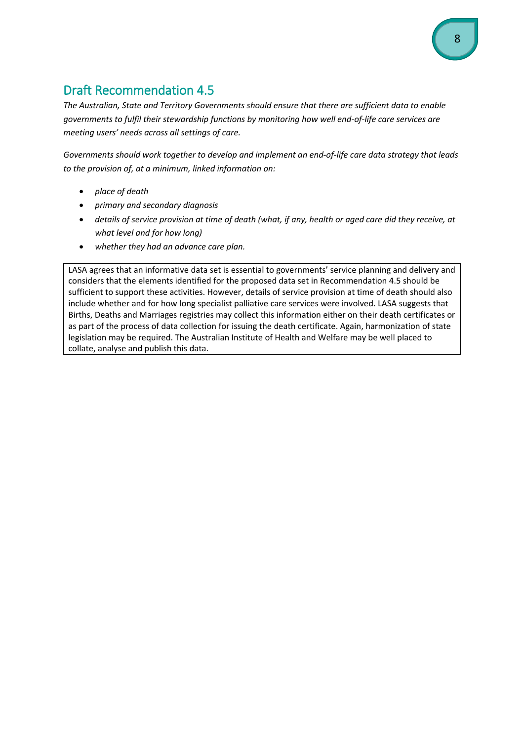## Draft Recommendation 4.5

*The Australian, State and Territory Governments should ensure that there are sufficient data to enable governments to fulfil their stewardship functions by monitoring how well end-of-life care services are meeting users' needs across all settings of care.*

*Governments should work together to develop and implement an end-of-life care data strategy that leads to the provision of, at a minimum, linked information on:*

- *place of death*
- *primary and secondary diagnosis*
- *details of service provision at time of death (what, if any, health or aged care did they receive, at what level and for how long)*
- *whether they had an advance care plan.*

LASA agrees that an informative data set is essential to governments' service planning and delivery and considers that the elements identified for the proposed data set in Recommendation 4.5 should be sufficient to support these activities. However, details of service provision at time of death should also include whether and for how long specialist palliative care services were involved. LASA suggests that Births, Deaths and Marriages registries may collect this information either on their death certificates or as part of the process of data collection for issuing the death certificate. Again, harmonization of state legislation may be required. The Australian Institute of Health and Welfare may be well placed to collate, analyse and publish this data.